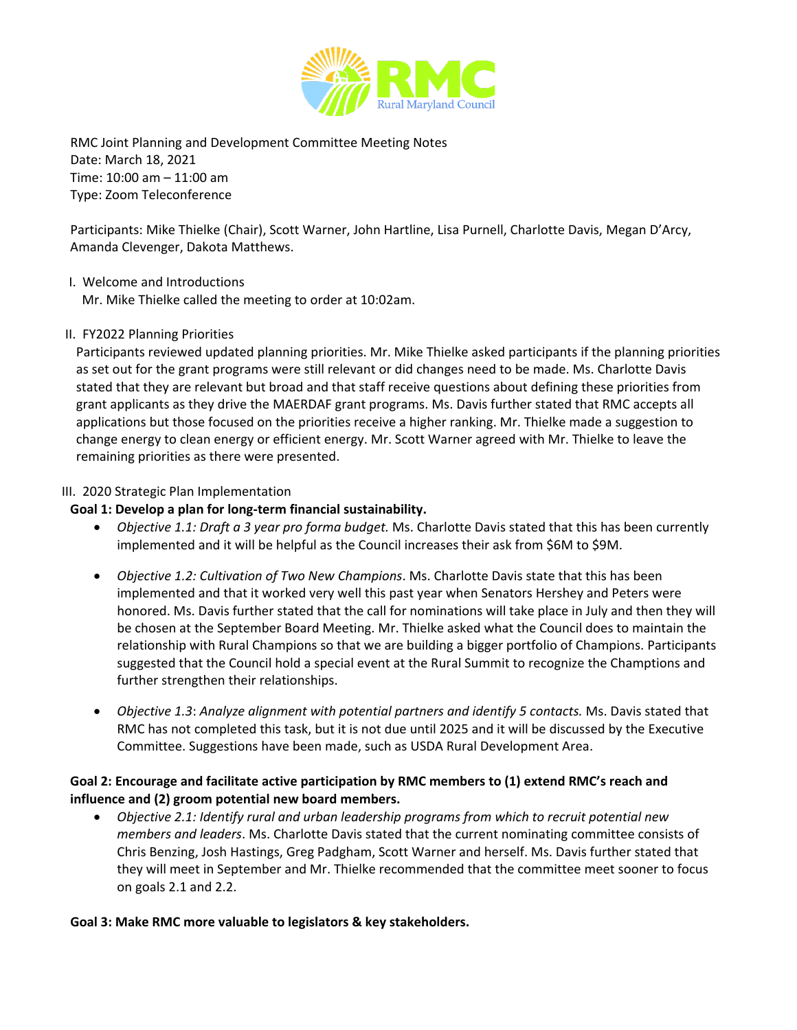RMC Joint Planning and Development Committee Meeting Notes
Date: March 18, 2021
Time: 10:00 am – 11:00 am
Type: Zoom Teleconference

Participants: Mike Thielke (Chair), Scott Warner, John Hartline, Lisa Purnell, Charlotte Davis, Megan D'Arcy, Amanda Clevenger, Dakota Matthews.

I. Welcome and Introductions
Mr. Mike Thielke called the meeting to order at 10:02am.

II. FY2022 Planning Priorities
Participants reviewed updated planning priorities. Mr. Mike Thielke asked participants if the planning priorities as set out for the grant programs were still relevant or did changes need to be made. Ms. Charlotte Davis stated that they are relevant but broad and that staff receive questions about defining these priorities from grant applicants as they drive the MAERDAF grant programs. Ms. Davis further stated that RMC accepts all applications but those focused on the priorities receive a higher ranking. Mr. Thielke made a suggestion to change energy to clean energy or efficient energy. Mr. Scott Warner agreed with Mr. Thielke to leave the remaining priorities as there were presented.

III. 2020 Strategic Plan Implementation

**Goal 1: Develop a plan for long-term financial sustainability.**

- *Objective 1.1: Draft a 3 year pro forma budget.* Ms. Charlotte Davis stated that this has been currently implemented and it will be helpful as the Council increases their ask from $6M to $9M.

- *Objective 1.2: Cultivation of Two New Champions*. Ms. Charlotte Davis state that this has been implemented and that it worked very well this past year when Senators Hershey and Peters were honored. Ms. Davis further stated that the call for nominations will take place in July and then they will be chosen at the September Board Meeting. Mr. Thielke asked what the Council does to maintain the relationship with Rural Champions so that we are building a bigger portfolio of Champions. Participants suggested that the Council hold a special event at the Rural Summit to recognize the Champtions and further strengthen their relationships.

- *Objective 1.3*: *Analyze alignment with potential partners and identify 5 contacts.* Ms. Davis stated that RMC has not completed this task, but it is not due until 2025 and it will be discussed by the Executive Committee. Suggestions have been made, such as USDA Rural Development Area.

**Goal 2: Encourage and facilitate active participation by RMC members to (1) extend RMC's reach and influence and (2) groom potential new board members.**

- *Objective 2.1: Identify rural and urban leadership programs from which to recruit potential new members and leaders*. Ms. Charlotte Davis stated that the current nominating committee consists of Chris Benzing, Josh Hastings, Greg Padgham, Scott Warner and herself. Ms. Davis further stated that they will meet in September and Mr. Thielke recommended that the committee meet sooner to focus on goals 2.1 and 2.2.

**Goal 3: Make RMC more valuable to legislators & key stakeholders.**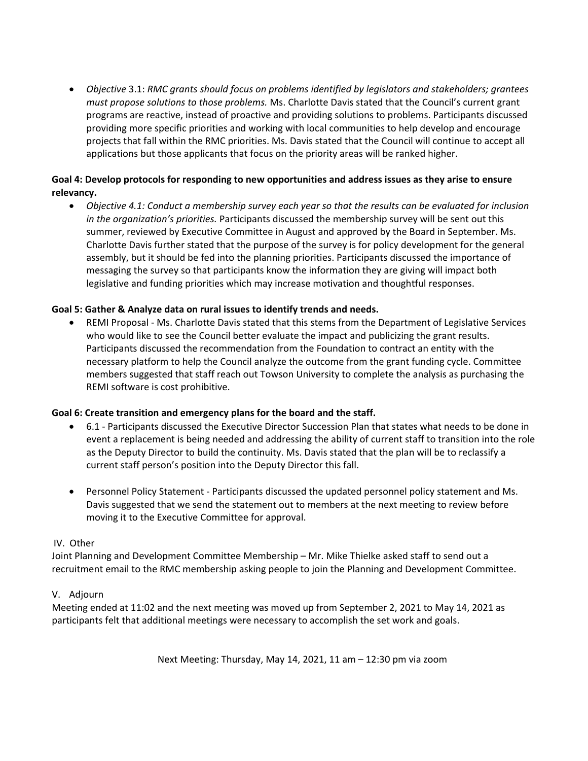- *Objective* 3.1: *RMC grants should focus on problems identified by legislators and stakeholders; grantees must propose solutions to those problems.* Ms. Charlotte Davis stated that the Council's current grant programs are reactive, instead of proactive and providing solutions to problems. Participants discussed providing more specific priorities and working with local communities to help develop and encourage projects that fall within the RMC priorities. Ms. Davis stated that the Council will continue to accept all applications but those applicants that focus on the priority areas will be ranked higher.

**Goal 4: Develop protocols for responding to new opportunities and address issues as they arise to ensure relevancy.**

- *Objective 4.1: Conduct a membership survey each year so that the results can be evaluated for inclusion in the organization's priorities.* Participants discussed the membership survey will be sent out this summer, reviewed by Executive Committee in August and approved by the Board in September. Ms. Charlotte Davis further stated that the purpose of the survey is for policy development for the general assembly, but it should be fed into the planning priorities. Participants discussed the importance of messaging the survey so that participants know the information they are giving will impact both legislative and funding priorities which may increase motivation and thoughtful responses.

**Goal 5: Gather & Analyze data on rural issues to identify trends and needs.**

- REMI Proposal - Ms. Charlotte Davis stated that this stems from the Department of Legislative Services who would like to see the Council better evaluate the impact and publicizing the grant results. Participants discussed the recommendation from the Foundation to contract an entity with the necessary platform to help the Council analyze the outcome from the grant funding cycle. Committee members suggested that staff reach out Towson University to complete the analysis as purchasing the REMI software is cost prohibitive.

**Goal 6: Create transition and emergency plans for the board and the staff.**

- 6.1 - Participants discussed the Executive Director Succession Plan that states what needs to be done in event a replacement is being needed and addressing the ability of current staff to transition into the role as the Deputy Director to build the continuity. Ms. Davis stated that the plan will be to reclassify a current staff person's position into the Deputy Director this fall.

- Personnel Policy Statement - Participants discussed the updated personnel policy statement and Ms. Davis suggested that we send the statement out to members at the next meeting to review before moving it to the Executive Committee for approval.

IV. Other

Joint Planning and Development Committee Membership – Mr. Mike Thielke asked staff to send out a recruitment email to the RMC membership asking people to join the Planning and Development Committee.

V. Adjourn

Meeting ended at 11:02 and the next meeting was moved up from September 2, 2021 to May 14, 2021 as participants felt that additional meetings were necessary to accomplish the set work and goals.

Next Meeting: Thursday, May 14, 2021, 11 am – 12:30 pm via zoom